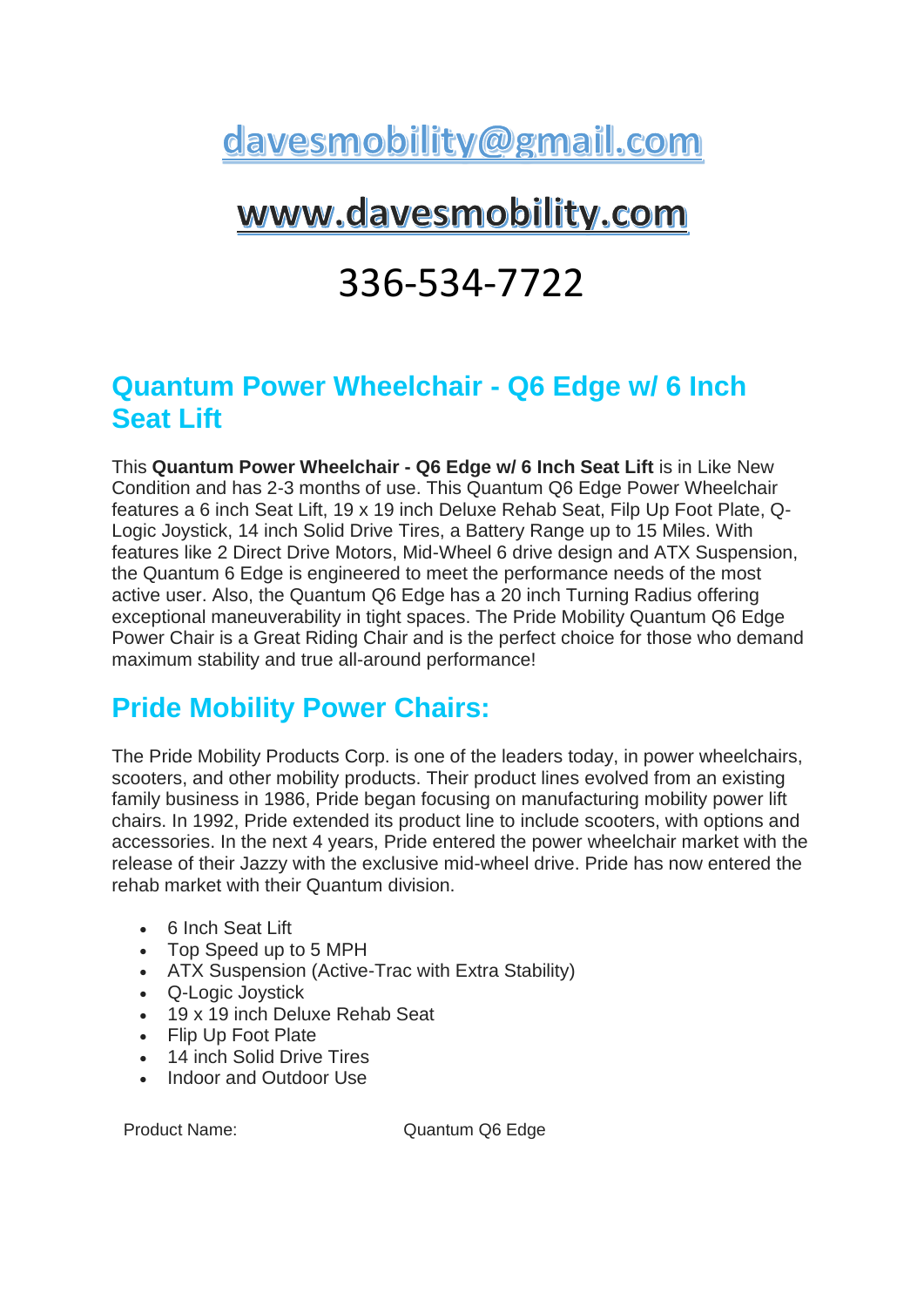[davesmobility@gmail.com](mailto:davesmobility@gmail.com)

[www.davesmobility.com](http://www.davesmobility.com)

336-534-7722

## Quantum Power Wheelchair - Q6 Edge w/ 6 Inch Seat Lift

This **Quantum Power Wheelchair - Q6 Edge w/ 6 Inch Seat Lift** is in Like New Condition and has 2-3 months of use. This Quantum Q6 Edge Power Wheelchair features a 6 inch Seat Lift, 19 x 19 inch Deluxe Rehab Seat, Filp Up Foot Plate, Q-Logic Joystick, 14 inch Solid Drive Tires, a Battery Range up to 15 Miles. With features like 2 Direct Drive Motors, Mid-Wheel 6 drive design and ATX Suspension, the Quantum 6 Edge is engineered to meet the performance needs of the most active user. Also, the Quantum Q6 Edge has a 20 inch Turning Radius offering exceptional maneuverability in tight spaces. The Pride Mobility Quantum Q6 Edge Power Chair is a Great Riding Chair and is the perfect choice for those who demand maximum stability and true all-around performance!

## Pride Mobility Power Chairs:

The Pride Mobility Products Corp. is one of the leaders today, in power wheelchairs, scooters, and other mobility products. Their product lines evolved from an existing family business in 1986, Pride began focusing on manufacturing mobility power lift chairs. In 1992, Pride extended its product line to include scooters, with options and accessories. In the next 4 years, Pride entered the power wheelchair market with the release of their Jazzy with the exclusive mid-wheel drive. Pride has now entered the rehab market with their Quantum division.

- 6 Inch Seat Lift
- Top Speed up to 5 MPH
- ATX Suspension (Active-Trac with Extra Stability)
- Q-Logic Joystick
- 19 x 19 inch Deluxe Rehab Seat
- Flip Up Foot Plate
- 14 inch Solid Drive Tires
- Indoor and Outdoor Use

| Product Name: | Quantum Q6 Edge |
|---|---|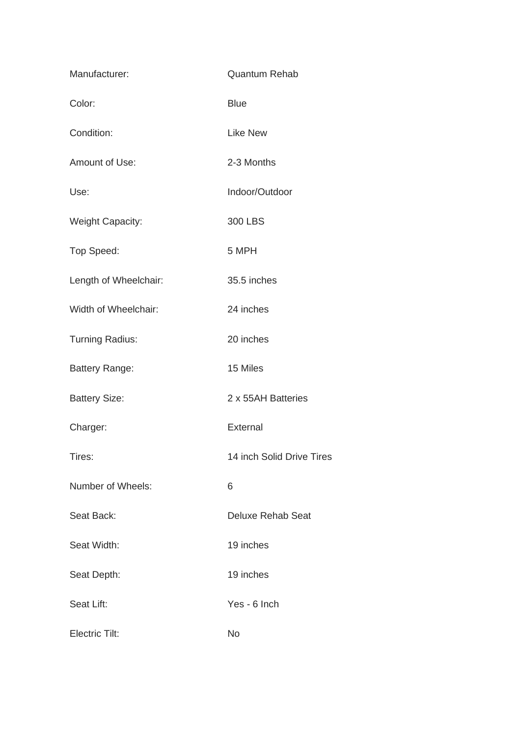| | |
|---|---|
| Manufacturer: | Quantum Rehab |
| Color: | Blue |
| Condition: | Like New |
| Amount of Use: | 2-3 Months |
| Use: | Indoor/Outdoor |
| Weight Capacity: | 300 LBS |
| Top Speed: | 5 MPH |
| Length of Wheelchair: | 35.5 inches |
| Width of Wheelchair: | 24 inches |
| Turning Radius: | 20 inches |
| Battery Range: | 15 Miles |
| Battery Size: | 2 x 55AH Batteries |
| Charger: | External |
| Tires: | 14 inch Solid Drive Tires |
| Number of Wheels: | 6 |
| Seat Back: | Deluxe Rehab Seat |
| Seat Width: | 19 inches |
| Seat Depth: | 19 inches |
| Seat Lift: | Yes - 6 Inch |
| Electric Tilt: | No |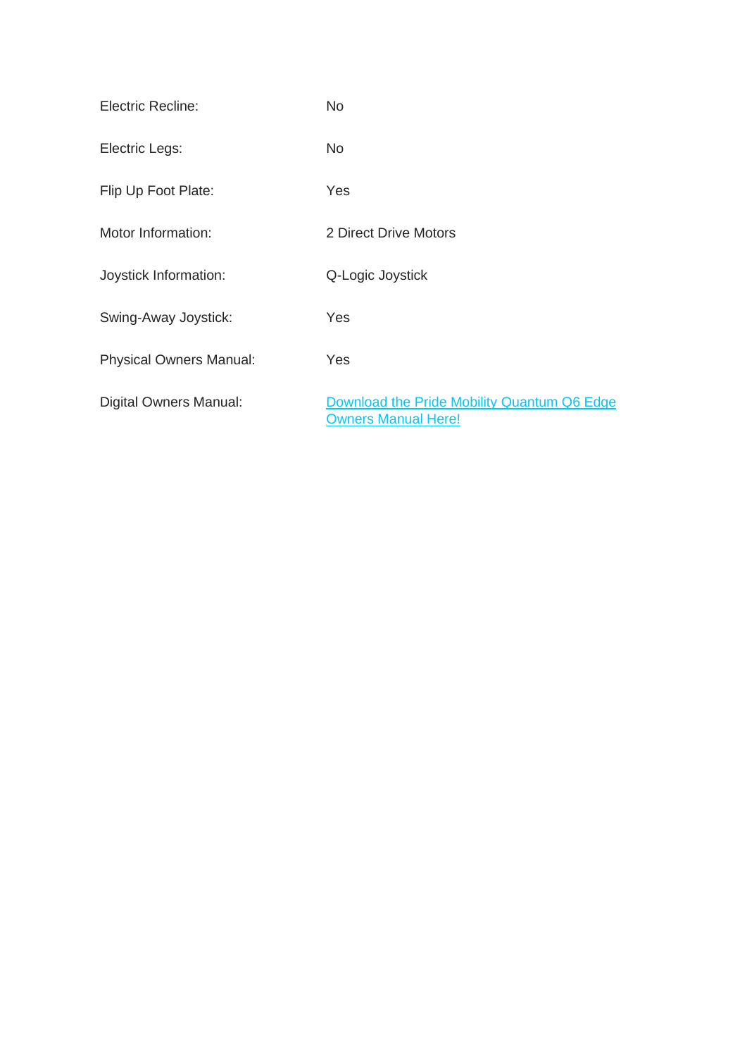| | |
|---|---|
| Electric Recline: | No |
| Electric Legs: | No |
| Flip Up Foot Plate: | Yes |
| Motor Information: | 2 Direct Drive Motors |
| Joystick Information: | Q-Logic Joystick |
| Swing-Away Joystick: | Yes |
| Physical Owners Manual: | Yes |
| Digital Owners Manual: | Download the Pride Mobility Quantum Q6 Edge Owners Manual Here! |